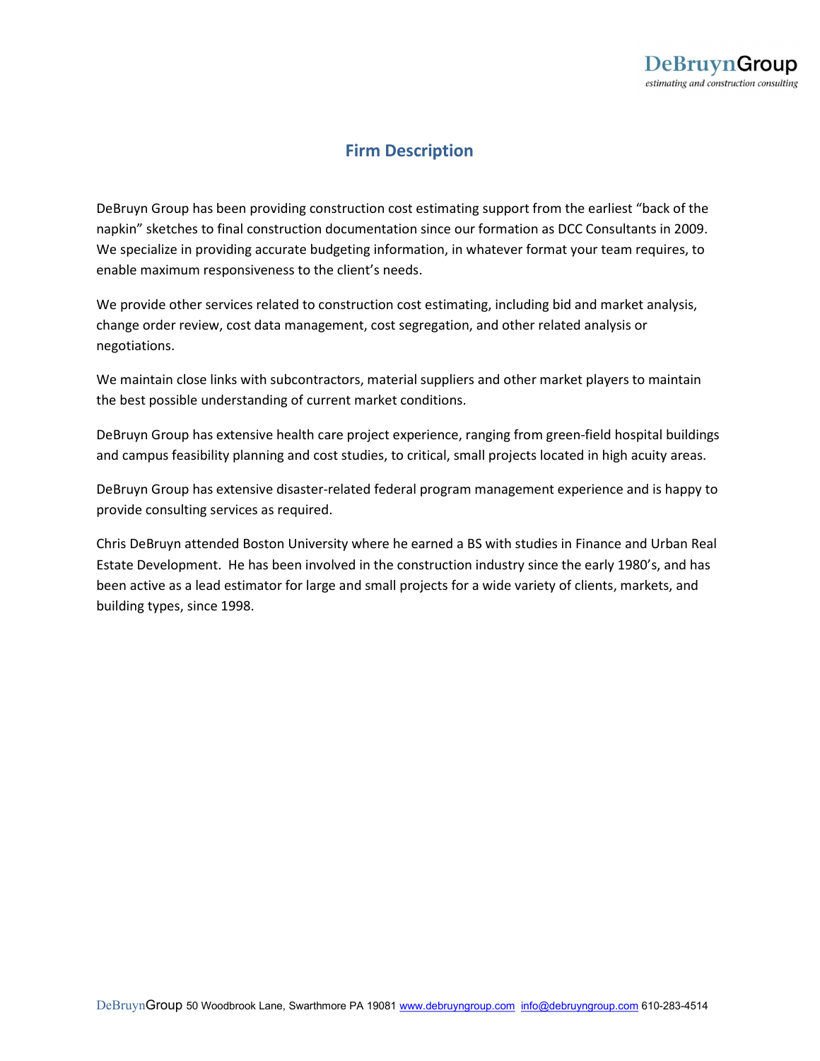## Firm Description

DeBruyn Group has been providing construction cost estimating support from the earliest "back of the napkin" sketches to final construction documentation since our formation as DCC Consultants in 2009. We specialize in providing accurate budgeting information, in whatever format your team requires, to enable maximum responsiveness to the client's needs.

We provide other services related to construction cost estimating, including bid and market analysis, change order review, cost data management, cost segregation, and other related analysis or negotiations.

We maintain close links with subcontractors, material suppliers and other market players to maintain the best possible understanding of current market conditions.

DeBruyn Group has extensive health care project experience, ranging from green-field hospital buildings and campus feasibility planning and cost studies, to critical, small projects located in high acuity areas.

DeBruyn Group has extensive disaster-related federal program management experience and is happy to provide consulting services as required.

Chris DeBruyn attended Boston University where he earned a BS with studies in Finance and Urban Real Estate Development. He has been involved in the construction industry since the early 1980's, and has been active as a lead estimator for large and small projects for a wide variety of clients, markets, and building types, since 1998.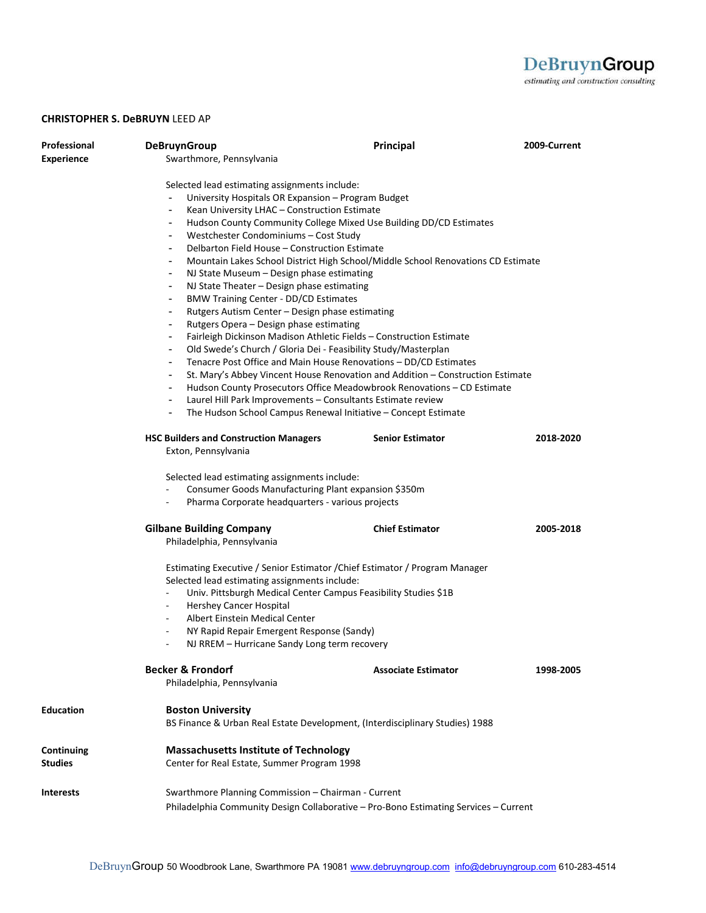DeBruynGroup
*estimating and construction consulting*

**CHRISTOPHER S. DeBRUYN** LEED AP

**Professional Experience**

**DeBruynGroup** — **Principal** — **2009-Current**
Swarthmore, Pennsylvania

Selected lead estimating assignments include:

- University Hospitals OR Expansion – Program Budget
- Kean University LHAC – Construction Estimate
- Hudson County Community College Mixed Use Building DD/CD Estimates
- Westchester Condominiums – Cost Study
- Delbarton Field House – Construction Estimate
- Mountain Lakes School District High School/Middle School Renovations CD Estimate
- NJ State Museum – Design phase estimating
- NJ State Theater – Design phase estimating
- BMW Training Center - DD/CD Estimates
- Rutgers Autism Center – Design phase estimating
- Rutgers Opera – Design phase estimating
- Fairleigh Dickinson Madison Athletic Fields – Construction Estimate
- Old Swede's Church / Gloria Dei - Feasibility Study/Masterplan
- Tenacre Post Office and Main House Renovations – DD/CD Estimates
- St. Mary's Abbey Vincent House Renovation and Addition – Construction Estimate
- Hudson County Prosecutors Office Meadowbrook Renovations – CD Estimate
- Laurel Hill Park Improvements – Consultants Estimate review
- The Hudson School Campus Renewal Initiative – Concept Estimate

**HSC Builders and Construction Managers** — **Senior Estimator** — **2018-2020**
Exton, Pennsylvania

Selected lead estimating assignments include:

- Consumer Goods Manufacturing Plant expansion $350m
- Pharma Corporate headquarters - various projects

**Gilbane Building Company** — **Chief Estimator** — **2005-2018**
Philadelphia, Pennsylvania

Estimating Executive / Senior Estimator /Chief Estimator / Program Manager
Selected lead estimating assignments include:

- Univ. Pittsburgh Medical Center Campus Feasibility Studies $1B
- Hershey Cancer Hospital
- Albert Einstein Medical Center
- NY Rapid Repair Emergent Response (Sandy)
- NJ RREM – Hurricane Sandy Long term recovery

**Becker & Frondorf** — **Associate Estimator** — **1998-2005**
Philadelphia, Pennsylvania

**Education**

**Boston University**
BS Finance & Urban Real Estate Development, (Interdisciplinary Studies) 1988

**Continuing Studies**

**Massachusetts Institute of Technology**
Center for Real Estate, Summer Program 1998

**Interests**

Swarthmore Planning Commission – Chairman - Current
Philadelphia Community Design Collaborative – Pro-Bono Estimating Services – Current

DeBruynGroup 50 Woodbrook Lane, Swarthmore PA 19081 www.debruyngroup.com info@debruyngroup.com 610-283-4514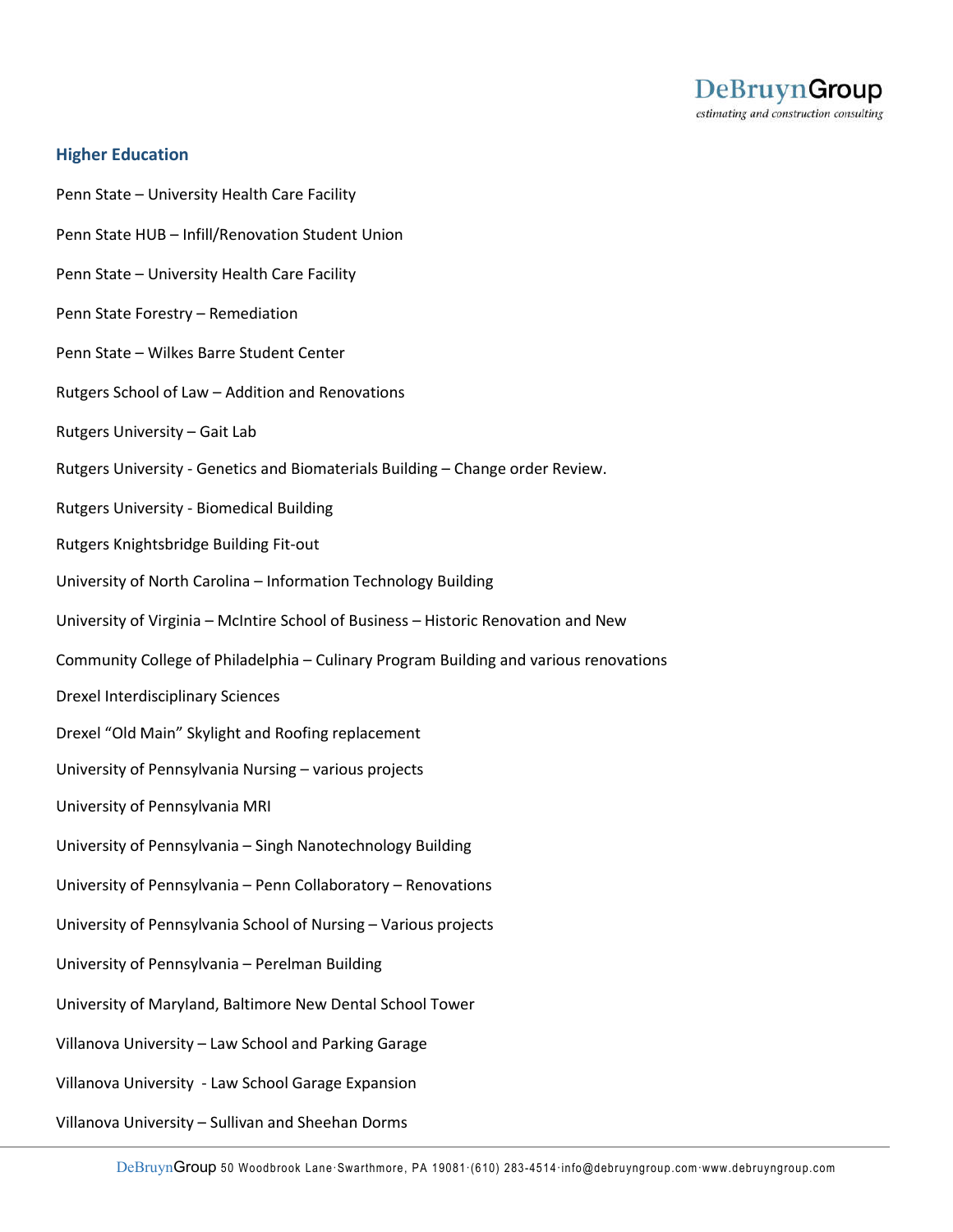## Higher Education

Penn State – University Health Care Facility

Penn State HUB – Infill/Renovation Student Union

Penn State – University Health Care Facility

Penn State Forestry – Remediation

Penn State – Wilkes Barre Student Center

Rutgers School of Law – Addition and Renovations

Rutgers University – Gait Lab

Rutgers University - Genetics and Biomaterials Building – Change order Review.

Rutgers University - Biomedical Building

Rutgers Knightsbridge Building Fit-out

University of North Carolina – Information Technology Building

University of Virginia – McIntire School of Business – Historic Renovation and New

Community College of Philadelphia – Culinary Program Building and various renovations

Drexel Interdisciplinary Sciences

Drexel "Old Main" Skylight and Roofing replacement

University of Pennsylvania Nursing – various projects

University of Pennsylvania MRI

University of Pennsylvania – Singh Nanotechnology Building

University of Pennsylvania – Penn Collaboratory – Renovations

University of Pennsylvania School of Nursing – Various projects

University of Pennsylvania – Perelman Building

University of Maryland, Baltimore New Dental School Tower

Villanova University – Law School and Parking Garage

Villanova University - Law School Garage Expansion

Villanova University – Sullivan and Sheehan Dorms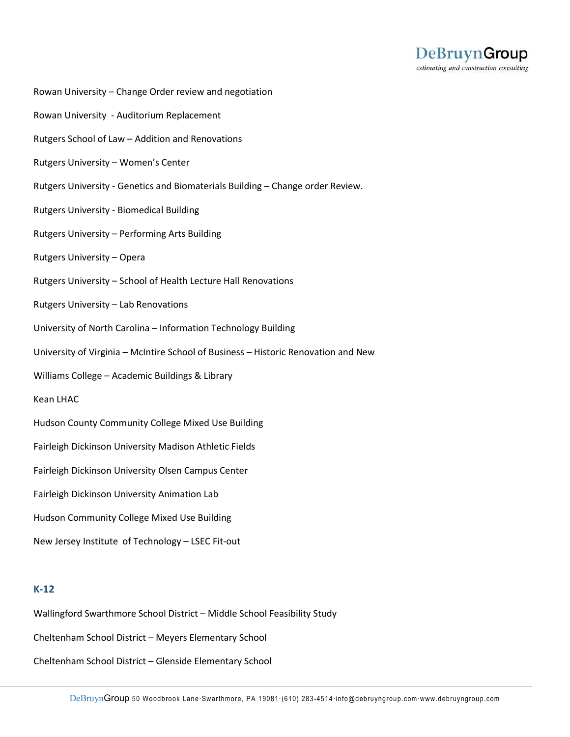Rowan University – Change Order review and negotiation

Rowan University - Auditorium Replacement

Rutgers School of Law – Addition and Renovations

Rutgers University – Women's Center

Rutgers University - Genetics and Biomaterials Building – Change order Review.

Rutgers University - Biomedical Building

Rutgers University – Performing Arts Building

Rutgers University – Opera

Rutgers University – School of Health Lecture Hall Renovations

Rutgers University – Lab Renovations

University of North Carolina – Information Technology Building

University of Virginia – McIntire School of Business – Historic Renovation and New

Williams College – Academic Buildings & Library

Kean LHAC

Hudson County Community College Mixed Use Building

Fairleigh Dickinson University Madison Athletic Fields

Fairleigh Dickinson University Olsen Campus Center

Fairleigh Dickinson University Animation Lab

Hudson Community College Mixed Use Building

New Jersey Institute of Technology – LSEC Fit-out

## K-12

Wallingford Swarthmore School District – Middle School Feasibility Study

Cheltenham School District – Meyers Elementary School

Cheltenham School District – Glenside Elementary School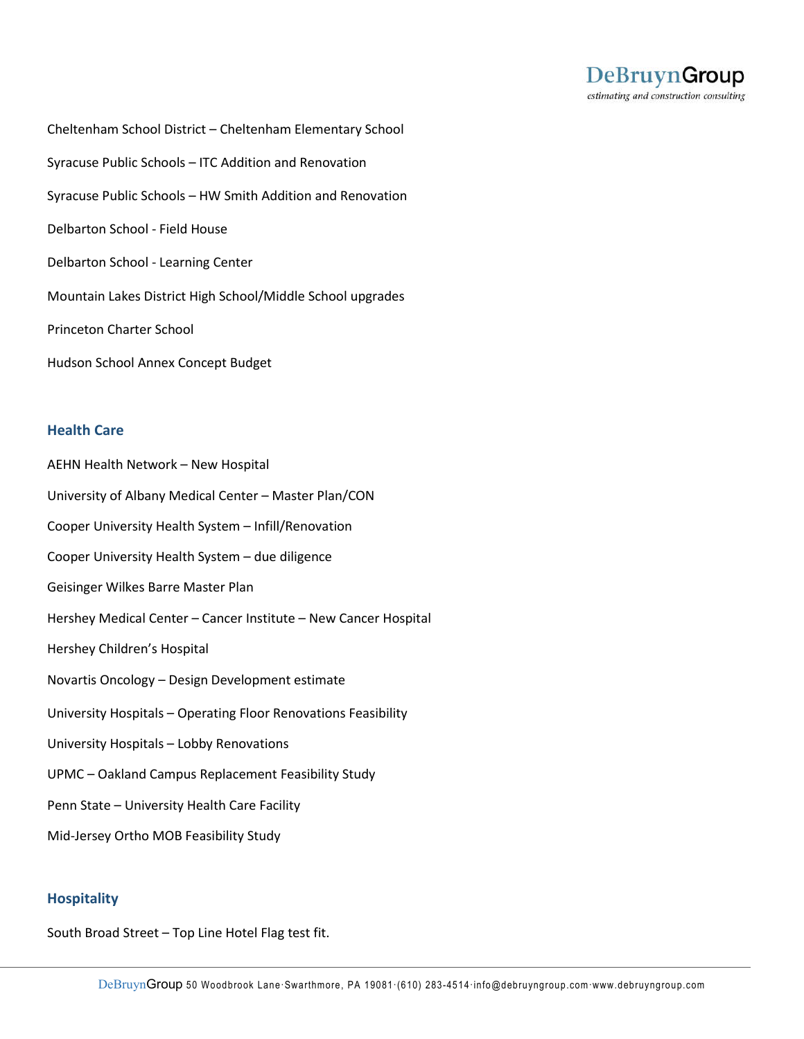Cheltenham School District – Cheltenham Elementary School

Syracuse Public Schools – ITC Addition and Renovation

Syracuse Public Schools – HW Smith Addition and Renovation

Delbarton School - Field House

Delbarton School - Learning Center

Mountain Lakes District High School/Middle School upgrades

Princeton Charter School

Hudson School Annex Concept Budget

### Health Care

AEHN Health Network – New Hospital

University of Albany Medical Center – Master Plan/CON

Cooper University Health System – Infill/Renovation

Cooper University Health System – due diligence

Geisinger Wilkes Barre Master Plan

Hershey Medical Center – Cancer Institute – New Cancer Hospital

Hershey Children's Hospital

Novartis Oncology – Design Development estimate

University Hospitals – Operating Floor Renovations Feasibility

University Hospitals – Lobby Renovations

UPMC – Oakland Campus Replacement Feasibility Study

Penn State – University Health Care Facility

Mid-Jersey Ortho MOB Feasibility Study

### Hospitality

South Broad Street – Top Line Hotel Flag test fit.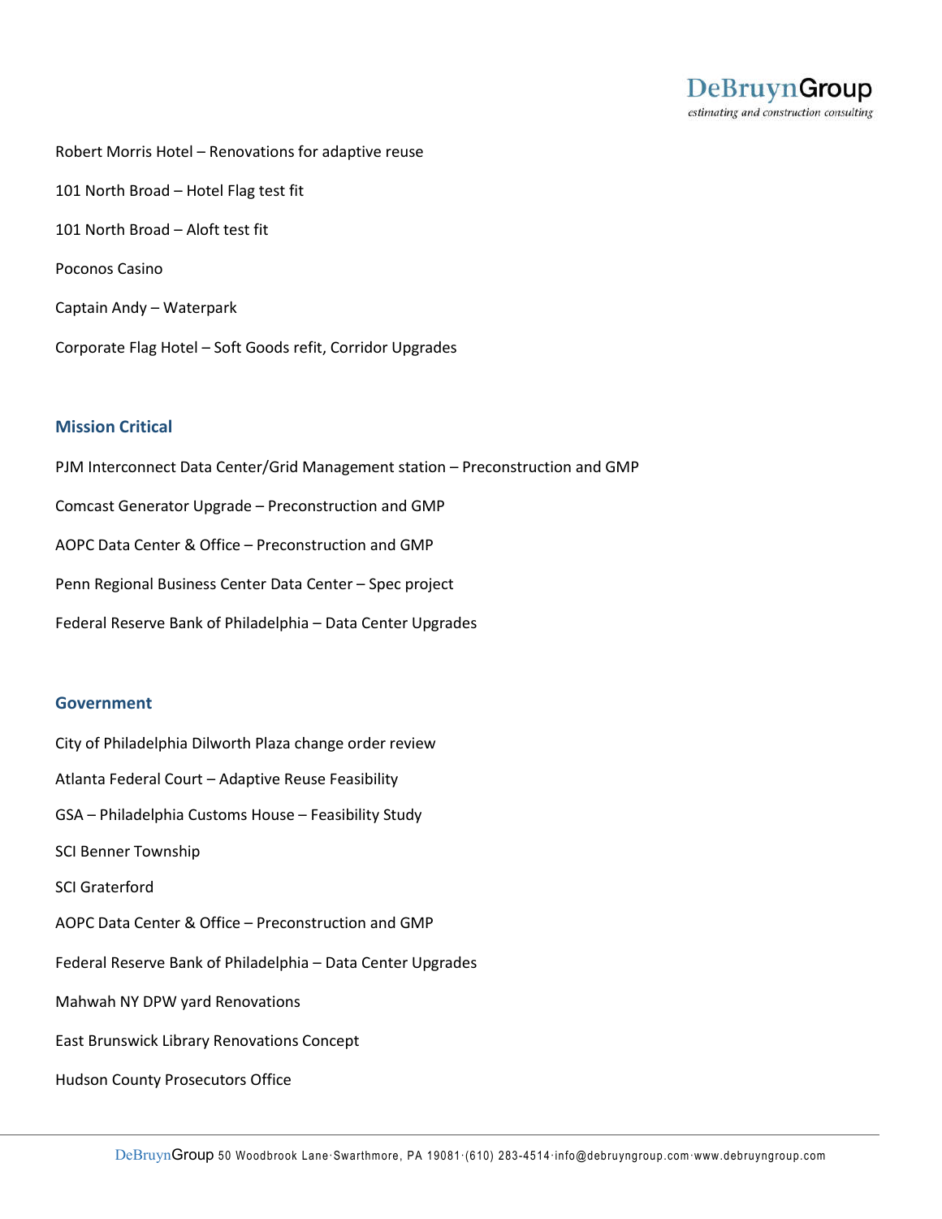Robert Morris Hotel – Renovations for adaptive reuse

101 North Broad – Hotel Flag test fit

101 North Broad – Aloft test fit

Poconos Casino

Captain Andy – Waterpark

Corporate Flag Hotel – Soft Goods refit, Corridor Upgrades

### Mission Critical

PJM Interconnect Data Center/Grid Management station – Preconstruction and GMP

Comcast Generator Upgrade – Preconstruction and GMP

AOPC Data Center & Office – Preconstruction and GMP

Penn Regional Business Center Data Center – Spec project

Federal Reserve Bank of Philadelphia – Data Center Upgrades

### Government

City of Philadelphia Dilworth Plaza change order review

Atlanta Federal Court – Adaptive Reuse Feasibility

GSA – Philadelphia Customs House – Feasibility Study

SCI Benner Township

SCI Graterford

AOPC Data Center & Office – Preconstruction and GMP

Federal Reserve Bank of Philadelphia – Data Center Upgrades

Mahwah NY DPW yard Renovations

East Brunswick Library Renovations Concept

Hudson County Prosecutors Office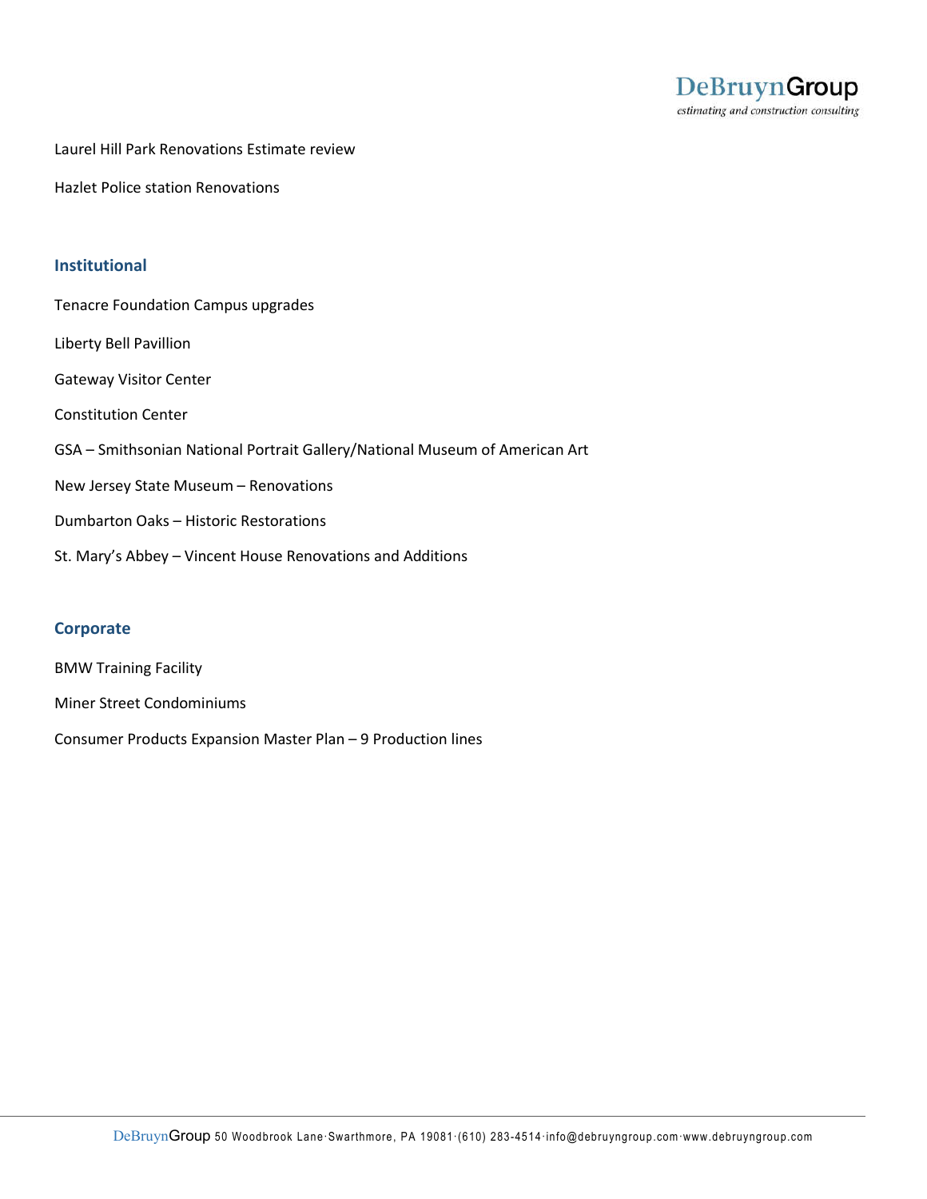Laurel Hill Park Renovations Estimate review

Hazlet Police station Renovations

## Institutional

Tenacre Foundation Campus upgrades

Liberty Bell Pavillion

Gateway Visitor Center

Constitution Center

GSA – Smithsonian National Portrait Gallery/National Museum of American Art

New Jersey State Museum – Renovations

Dumbarton Oaks – Historic Restorations

St. Mary's Abbey – Vincent House Renovations and Additions

## Corporate

BMW Training Facility

Miner Street Condominiums

Consumer Products Expansion Master Plan – 9 Production lines